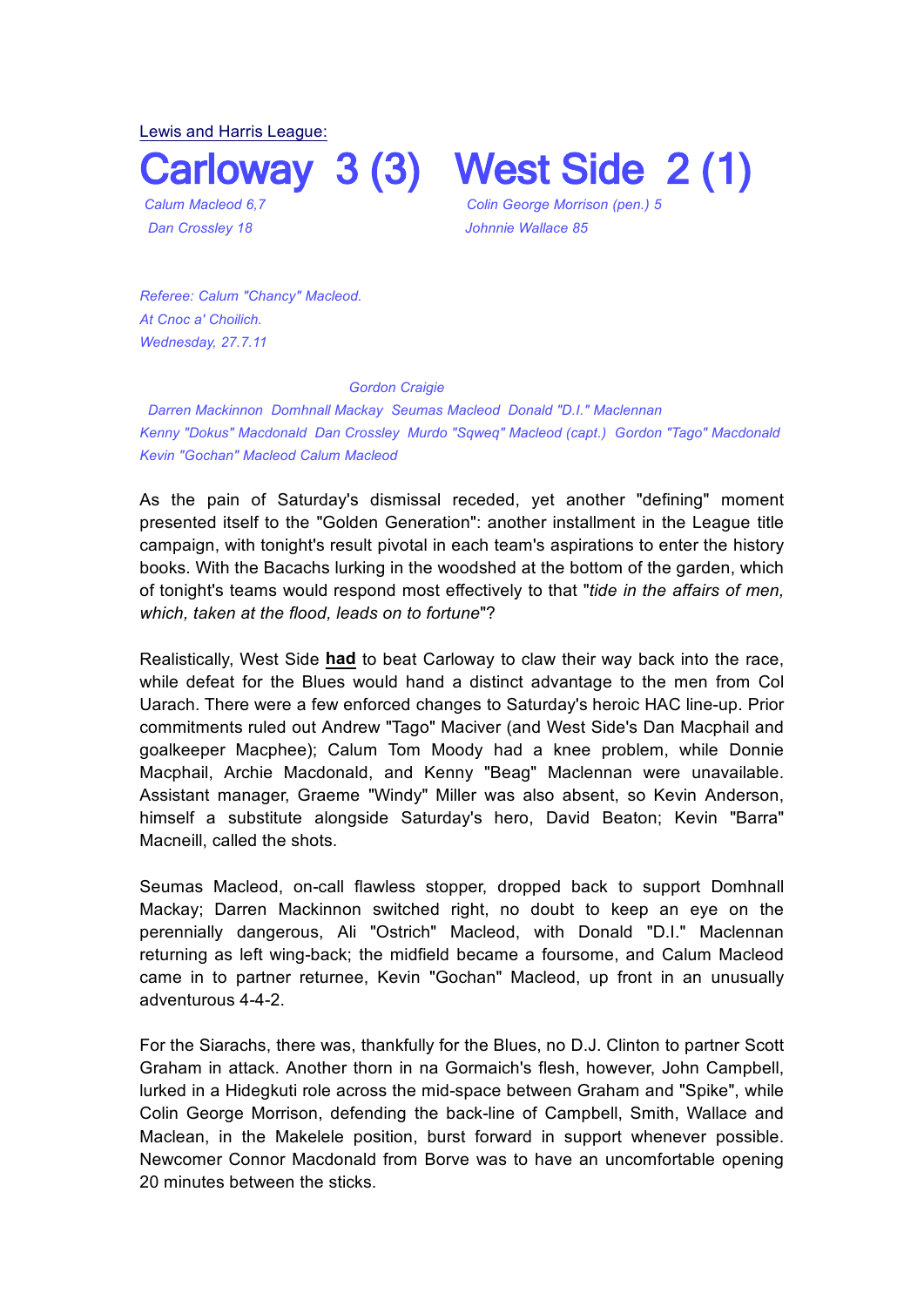Lewis and Harris League:

# Carloway 3 (3) West Side 2 (1)

*Calum Macleod 6,7*
*Dan Crossley 18*

*Colin George Morrison (pen.) 5*
*Johnnie Wallace 85*

*Referee: Calum "Chancy" Macleod.*
*At Cnoc a' Choilich.*
*Wednesday, 27.7.11*

*Gordon Craigie*
*Darren Mackinnon Domhnall Mackay Seumas Macleod Donald "D.I." Maclennan*
*Kenny "Dokus" Macdonald Dan Crossley Murdo "Sqweq" Macleod (capt.) Gordon "Tago" Macdonald*
*Kevin "Gochan" Macleod Calum Macleod*

As the pain of Saturday's dismissal receded, yet another "defining" moment presented itself to the "Golden Generation": another installment in the League title campaign, with tonight's result pivotal in each team's aspirations to enter the history books. With the Bacachs lurking in the woodshed at the bottom of the garden, which of tonight's teams would respond most effectively to that "*tide in the affairs of men, which, taken at the flood, leads on to fortune*"?

Realistically, West Side **had** to beat Carloway to claw their way back into the race, while defeat for the Blues would hand a distinct advantage to the men from Col Uarach. There were a few enforced changes to Saturday's heroic HAC line-up. Prior commitments ruled out Andrew "Tago" Maciver (and West Side's Dan Macphail and goalkeeper Macphee); Calum Tom Moody had a knee problem, while Donnie Macphail, Archie Macdonald, and Kenny "Beag" Maclennan were unavailable. Assistant manager, Graeme "Windy" Miller was also absent, so Kevin Anderson, himself a substitute alongside Saturday's hero, David Beaton; Kevin "Barra" Macneill, called the shots.

Seumas Macleod, on-call flawless stopper, dropped back to support Domhnall Mackay; Darren Mackinnon switched right, no doubt to keep an eye on the perennially dangerous, Ali "Ostrich" Macleod, with Donald "D.I." Maclennan returning as left wing-back; the midfield became a foursome, and Calum Macleod came in to partner returnee, Kevin "Gochan" Macleod, up front in an unusually adventurous 4-4-2.

For the Siarachs, there was, thankfully for the Blues, no D.J. Clinton to partner Scott Graham in attack. Another thorn in na Gormaich's flesh, however, John Campbell, lurked in a Hidegkuti role across the mid-space between Graham and "Spike", while Colin George Morrison, defending the back-line of Campbell, Smith, Wallace and Maclean, in the Makelele position, burst forward in support whenever possible. Newcomer Connor Macdonald from Borve was to have an uncomfortable opening 20 minutes between the sticks.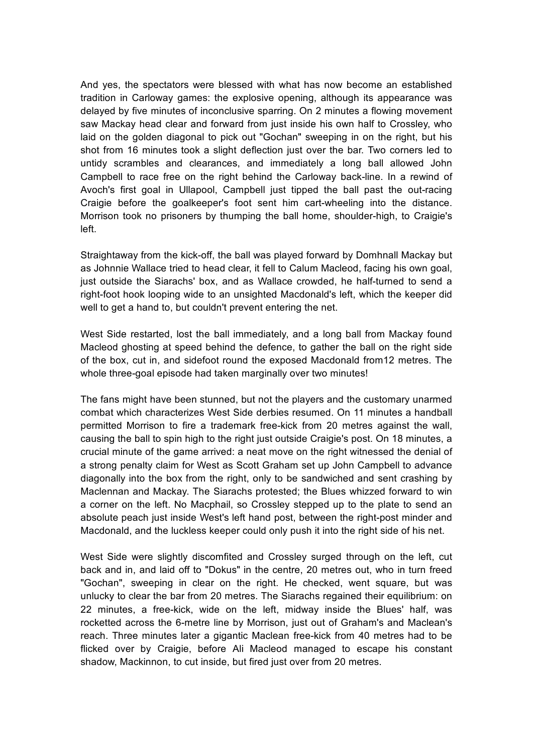And yes, the spectators were blessed with what has now become an established tradition in Carloway games: the explosive opening, although its appearance was delayed by five minutes of inconclusive sparring. On 2 minutes a flowing movement saw Mackay head clear and forward from just inside his own half to Crossley, who laid on the golden diagonal to pick out "Gochan" sweeping in on the right, but his shot from 16 minutes took a slight deflection just over the bar. Two corners led to untidy scrambles and clearances, and immediately a long ball allowed John Campbell to race free on the right behind the Carloway back-line. In a rewind of Avoch's first goal in Ullapool, Campbell just tipped the ball past the out-racing Craigie before the goalkeeper's foot sent him cart-wheeling into the distance. Morrison took no prisoners by thumping the ball home, shoulder-high, to Craigie's left.

Straightaway from the kick-off, the ball was played forward by Domhnall Mackay but as Johnnie Wallace tried to head clear, it fell to Calum Macleod, facing his own goal, just outside the Siarachs' box, and as Wallace crowded, he half-turned to send a right-foot hook looping wide to an unsighted Macdonald's left, which the keeper did well to get a hand to, but couldn't prevent entering the net.

West Side restarted, lost the ball immediately, and a long ball from Mackay found Macleod ghosting at speed behind the defence, to gather the ball on the right side of the box, cut in, and sidefoot round the exposed Macdonald from12 metres. The whole three-goal episode had taken marginally over two minutes!

The fans might have been stunned, but not the players and the customary unarmed combat which characterizes West Side derbies resumed. On 11 minutes a handball permitted Morrison to fire a trademark free-kick from 20 metres against the wall, causing the ball to spin high to the right just outside Craigie's post. On 18 minutes, a crucial minute of the game arrived: a neat move on the right witnessed the denial of a strong penalty claim for West as Scott Graham set up John Campbell to advance diagonally into the box from the right, only to be sandwiched and sent crashing by Maclennan and Mackay. The Siarachs protested; the Blues whizzed forward to win a corner on the left. No Macphail, so Crossley stepped up to the plate to send an absolute peach just inside West's left hand post, between the right-post minder and Macdonald, and the luckless keeper could only push it into the right side of his net.

West Side were slightly discomfited and Crossley surged through on the left, cut back and in, and laid off to "Dokus" in the centre, 20 metres out, who in turn freed "Gochan", sweeping in clear on the right. He checked, went square, but was unlucky to clear the bar from 20 metres. The Siarachs regained their equilibrium: on 22 minutes, a free-kick, wide on the left, midway inside the Blues' half, was rocketted across the 6-metre line by Morrison, just out of Graham's and Maclean's reach. Three minutes later a gigantic Maclean free-kick from 40 metres had to be flicked over by Craigie, before Ali Macleod managed to escape his constant shadow, Mackinnon, to cut inside, but fired just over from 20 metres.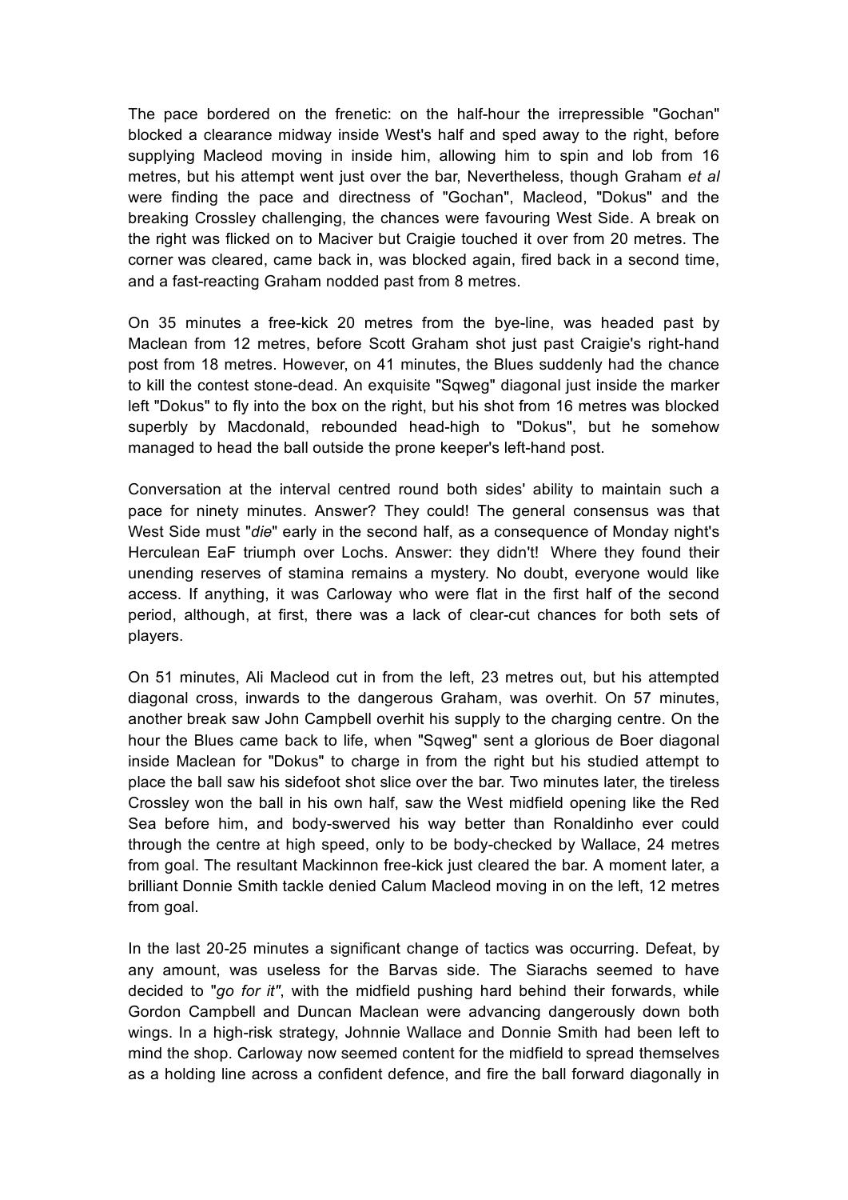The pace bordered on the frenetic: on the half-hour the irrepressible "Gochan" blocked a clearance midway inside West's half and sped away to the right, before supplying Macleod moving in inside him, allowing him to spin and lob from 16 metres, but his attempt went just over the bar, Nevertheless, though Graham *et al* were finding the pace and directness of "Gochan", Macleod, "Dokus" and the breaking Crossley challenging, the chances were favouring West Side. A break on the right was flicked on to Maciver but Craigie touched it over from 20 metres. The corner was cleared, came back in, was blocked again, fired back in a second time, and a fast-reacting Graham nodded past from 8 metres.

On 35 minutes a free-kick 20 metres from the bye-line, was headed past by Maclean from 12 metres, before Scott Graham shot just past Craigie's right-hand post from 18 metres. However, on 41 minutes, the Blues suddenly had the chance to kill the contest stone-dead. An exquisite "Sqweg" diagonal just inside the marker left "Dokus" to fly into the box on the right, but his shot from 16 metres was blocked superbly by Macdonald, rebounded head-high to "Dokus", but he somehow managed to head the ball outside the prone keeper's left-hand post.

Conversation at the interval centred round both sides' ability to maintain such a pace for ninety minutes. Answer? They could! The general consensus was that West Side must "*die*" early in the second half, as a consequence of Monday night's Herculean EaF triumph over Lochs. Answer: they didn't! Where they found their unending reserves of stamina remains a mystery. No doubt, everyone would like access. If anything, it was Carloway who were flat in the first half of the second period, although, at first, there was a lack of clear-cut chances for both sets of players.

On 51 minutes, Ali Macleod cut in from the left, 23 metres out, but his attempted diagonal cross, inwards to the dangerous Graham, was overhit. On 57 minutes, another break saw John Campbell overhit his supply to the charging centre. On the hour the Blues came back to life, when "Sqweg" sent a glorious de Boer diagonal inside Maclean for "Dokus" to charge in from the right but his studied attempt to place the ball saw his sidefoot shot slice over the bar. Two minutes later, the tireless Crossley won the ball in his own half, saw the West midfield opening like the Red Sea before him, and body-swerved his way better than Ronaldinho ever could through the centre at high speed, only to be body-checked by Wallace, 24 metres from goal. The resultant Mackinnon free-kick just cleared the bar. A moment later, a brilliant Donnie Smith tackle denied Calum Macleod moving in on the left, 12 metres from goal.

In the last 20-25 minutes a significant change of tactics was occurring. Defeat, by any amount, was useless for the Barvas side. The Siarachs seemed to have decided to "*go for it"*, with the midfield pushing hard behind their forwards, while Gordon Campbell and Duncan Maclean were advancing dangerously down both wings. In a high-risk strategy, Johnnie Wallace and Donnie Smith had been left to mind the shop. Carloway now seemed content for the midfield to spread themselves as a holding line across a confident defence, and fire the ball forward diagonally in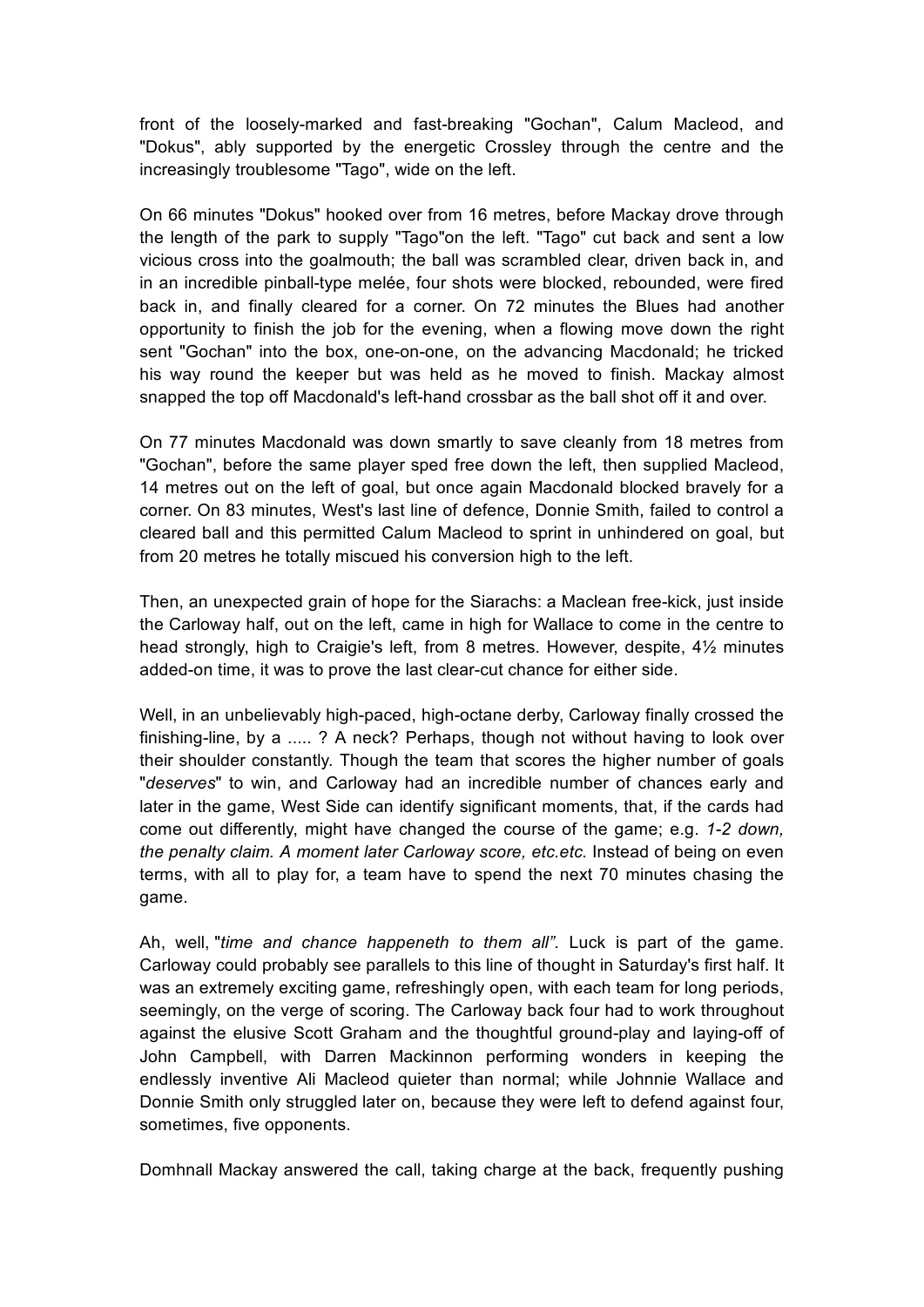front of the loosely-marked and fast-breaking "Gochan", Calum Macleod, and "Dokus", ably supported by the energetic Crossley through the centre and the increasingly troublesome "Tago", wide on the left.

On 66 minutes "Dokus" hooked over from 16 metres, before Mackay drove through the length of the park to supply "Tago"on the left. "Tago" cut back and sent a low vicious cross into the goalmouth; the ball was scrambled clear, driven back in, and in an incredible pinball-type melée, four shots were blocked, rebounded, were fired back in, and finally cleared for a corner. On 72 minutes the Blues had another opportunity to finish the job for the evening, when a flowing move down the right sent "Gochan" into the box, one-on-one, on the advancing Macdonald; he tricked his way round the keeper but was held as he moved to finish. Mackay almost snapped the top off Macdonald's left-hand crossbar as the ball shot off it and over.

On 77 minutes Macdonald was down smartly to save cleanly from 18 metres from "Gochan", before the same player sped free down the left, then supplied Macleod, 14 metres out on the left of goal, but once again Macdonald blocked bravely for a corner. On 83 minutes, West's last line of defence, Donnie Smith, failed to control a cleared ball and this permitted Calum Macleod to sprint in unhindered on goal, but from 20 metres he totally miscued his conversion high to the left.

Then, an unexpected grain of hope for the Siarachs: a Maclean free-kick, just inside the Carloway half, out on the left, came in high for Wallace to come in the centre to head strongly, high to Craigie's left, from 8 metres. However, despite, 4½ minutes added-on time, it was to prove the last clear-cut chance for either side.

Well, in an unbelievably high-paced, high-octane derby, Carloway finally crossed the finishing-line, by a ..... ? A neck? Perhaps, though not without having to look over their shoulder constantly. Though the team that scores the higher number of goals "*deserves*" to win, and Carloway had an incredible number of chances early and later in the game, West Side can identify significant moments, that, if the cards had come out differently, might have changed the course of the game; e.g. *1-2 down, the penalty claim. A moment later Carloway score, etc.etc.* Instead of being on even terms, with all to play for, a team have to spend the next 70 minutes chasing the game.

Ah, well, "*time and chance happeneth to them all"*. Luck is part of the game. Carloway could probably see parallels to this line of thought in Saturday's first half. It was an extremely exciting game, refreshingly open, with each team for long periods, seemingly, on the verge of scoring. The Carloway back four had to work throughout against the elusive Scott Graham and the thoughtful ground-play and laying-off of John Campbell, with Darren Mackinnon performing wonders in keeping the endlessly inventive Ali Macleod quieter than normal; while Johnnie Wallace and Donnie Smith only struggled later on, because they were left to defend against four, sometimes, five opponents.

Domhnall Mackay answered the call, taking charge at the back, frequently pushing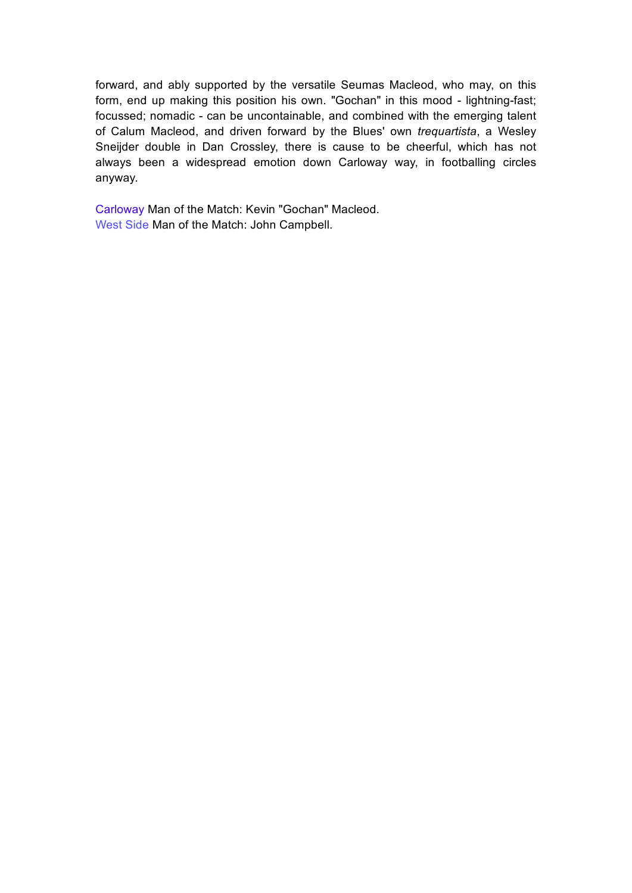forward, and ably supported by the versatile Seumas Macleod, who may, on this form, end up making this position his own. "Gochan" in this mood - lightning-fast; focussed; nomadic - can be uncontainable, and combined with the emerging talent of Calum Macleod, and driven forward by the Blues' own *trequartista*, a Wesley Sneijder double in Dan Crossley, there is cause to be cheerful, which has not always been a widespread emotion down Carloway way, in footballing circles anyway.

Carloway Man of the Match: Kevin "Gochan" Macleod.
West Side Man of the Match: John Campbell.